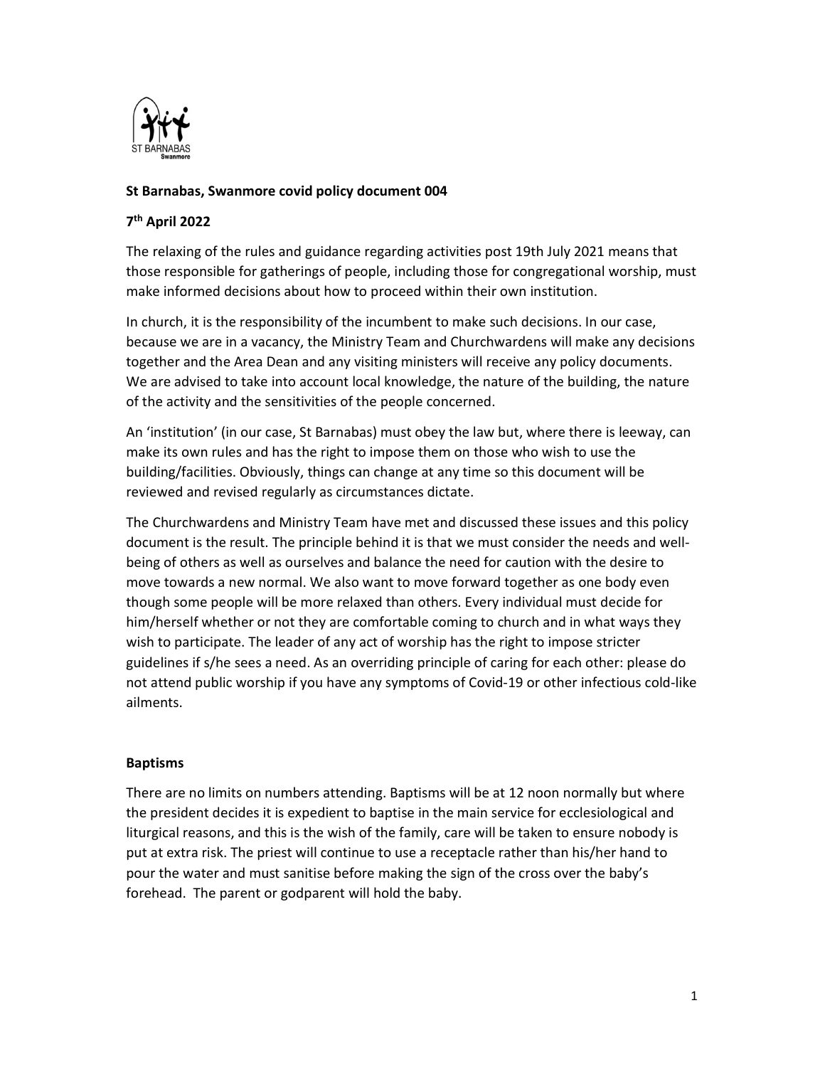**St Barnabas, Swanmore covid policy document 004**

**7th April 2022**

The relaxing of the rules and guidance regarding activities post 19th July 2021 means that those responsible for gatherings of people, including those for congregational worship, must make informed decisions about how to proceed within their own institution.

In church, it is the responsibility of the incumbent to make such decisions. In our case, because we are in a vacancy, the Ministry Team and Churchwardens will make any decisions together and the Area Dean and any visiting ministers will receive any policy documents. We are advised to take into account local knowledge, the nature of the building, the nature of the activity and the sensitivities of the people concerned.

An 'institution' (in our case, St Barnabas) must obey the law but, where there is leeway, can make its own rules and has the right to impose them on those who wish to use the building/facilities. Obviously, things can change at any time so this document will be reviewed and revised regularly as circumstances dictate.

The Churchwardens and Ministry Team have met and discussed these issues and this policy document is the result. The principle behind it is that we must consider the needs and well-being of others as well as ourselves and balance the need for caution with the desire to move towards a new normal. We also want to move forward together as one body even though some people will be more relaxed than others. Every individual must decide for him/herself whether or not they are comfortable coming to church and in what ways they wish to participate. The leader of any act of worship has the right to impose stricter guidelines if s/he sees a need. As an overriding principle of caring for each other: please do not attend public worship if you have any symptoms of Covid-19 or other infectious cold-like ailments.

**Baptisms**

There are no limits on numbers attending. Baptisms will be at 12 noon normally but where the president decides it is expedient to baptise in the main service for ecclesiological and liturgical reasons, and this is the wish of the family, care will be taken to ensure nobody is put at extra risk. The priest will continue to use a receptacle rather than his/her hand to pour the water and must sanitise before making the sign of the cross over the baby's forehead. The parent or godparent will hold the baby.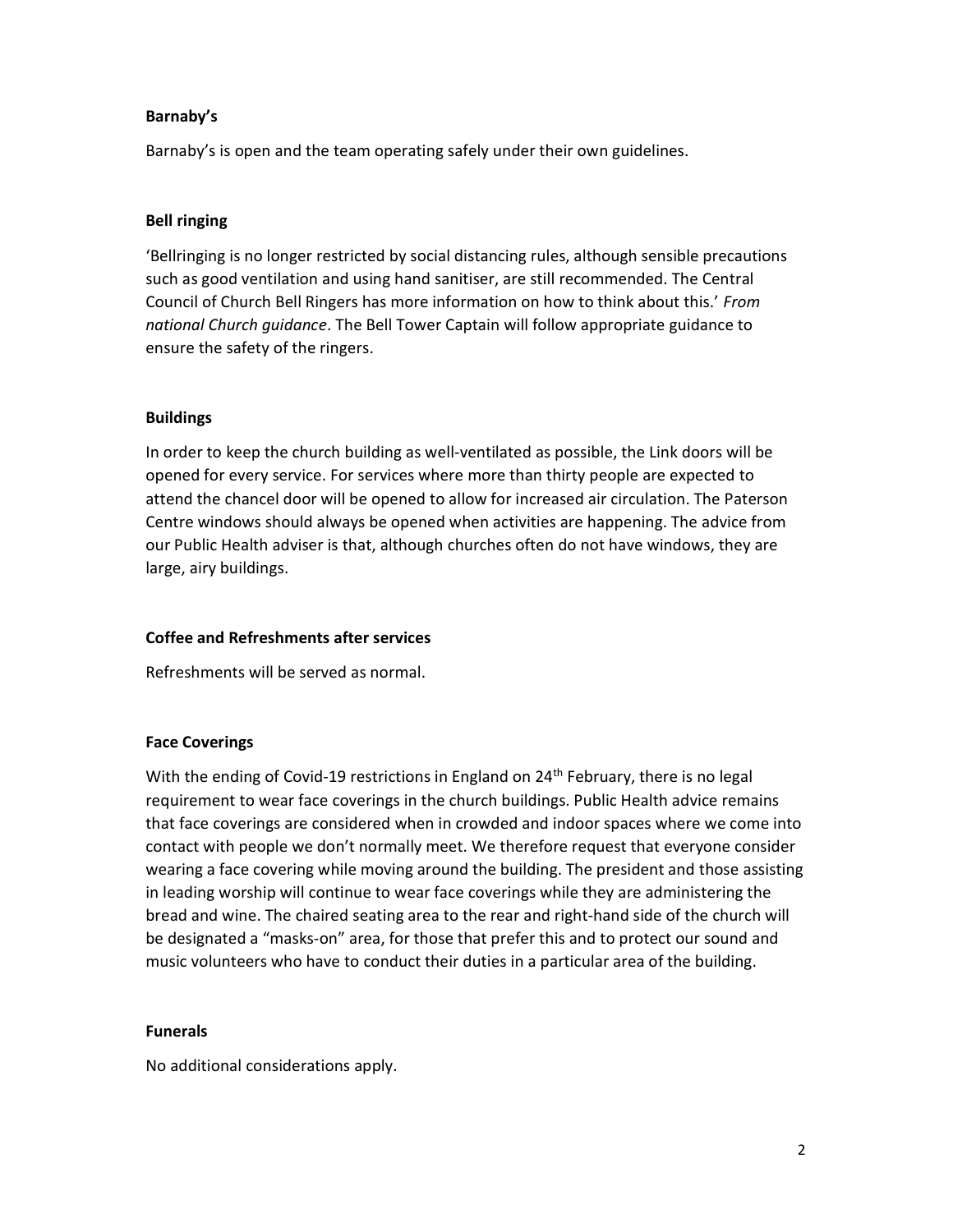**Barnaby's**

Barnaby's is open and the team operating safely under their own guidelines.

**Bell ringing**

'Bellringing is no longer restricted by social distancing rules, although sensible precautions such as good ventilation and using hand sanitiser, are still recommended. The Central Council of Church Bell Ringers has more information on how to think about this.' *From national Church guidance*. The Bell Tower Captain will follow appropriate guidance to ensure the safety of the ringers.

**Buildings**

In order to keep the church building as well-ventilated as possible, the Link doors will be opened for every service. For services where more than thirty people are expected to attend the chancel door will be opened to allow for increased air circulation. The Paterson Centre windows should always be opened when activities are happening. The advice from our Public Health adviser is that, although churches often do not have windows, they are large, airy buildings.

**Coffee and Refreshments after services**

Refreshments will be served as normal.

**Face Coverings**

With the ending of Covid-19 restrictions in England on 24th February, there is no legal requirement to wear face coverings in the church buildings. Public Health advice remains that face coverings are considered when in crowded and indoor spaces where we come into contact with people we don't normally meet. We therefore request that everyone consider wearing a face covering while moving around the building. The president and those assisting in leading worship will continue to wear face coverings while they are administering the bread and wine. The chaired seating area to the rear and right-hand side of the church will be designated a "masks-on" area, for those that prefer this and to protect our sound and music volunteers who have to conduct their duties in a particular area of the building.

**Funerals**

No additional considerations apply.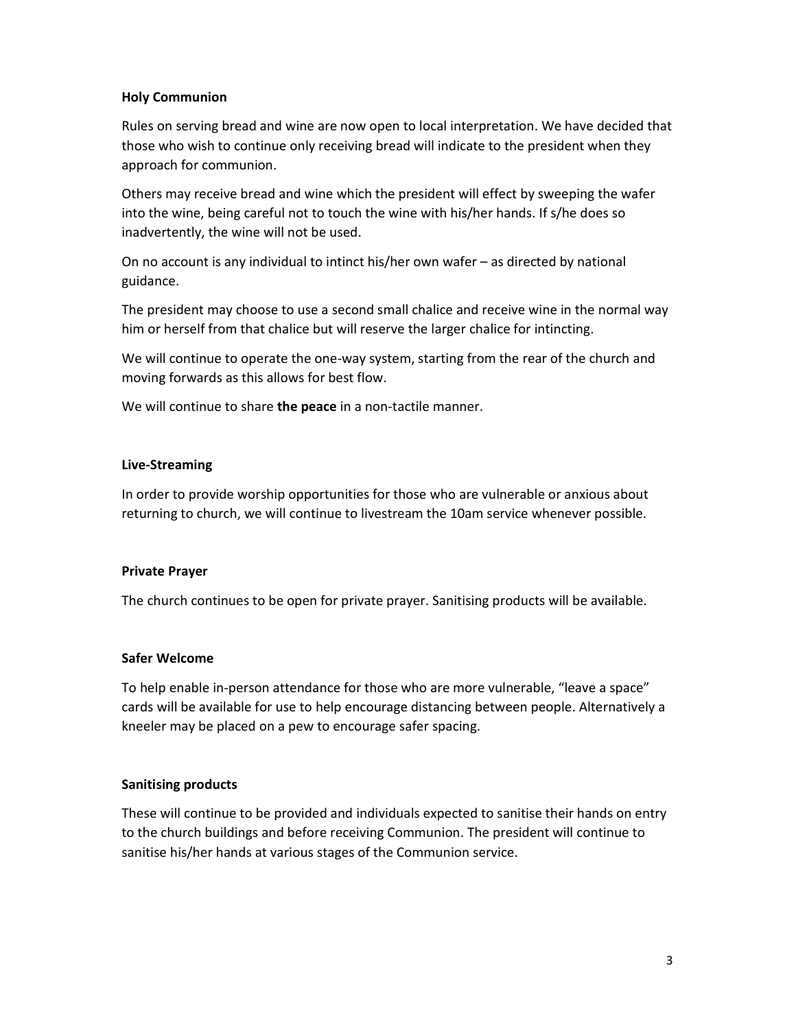**Holy Communion**

Rules on serving bread and wine are now open to local interpretation. We have decided that those who wish to continue only receiving bread will indicate to the president when they approach for communion.

Others may receive bread and wine which the president will effect by sweeping the wafer into the wine, being careful not to touch the wine with his/her hands. If s/he does so inadvertently, the wine will not be used.

On no account is any individual to intinct his/her own wafer – as directed by national guidance.

The president may choose to use a second small chalice and receive wine in the normal way him or herself from that chalice but will reserve the larger chalice for intincting.

We will continue to operate the one-way system, starting from the rear of the church and moving forwards as this allows for best flow.

We will continue to share **the peace** in a non-tactile manner.

**Live-Streaming**

In order to provide worship opportunities for those who are vulnerable or anxious about returning to church, we will continue to livestream the 10am service whenever possible.

**Private Prayer**

The church continues to be open for private prayer. Sanitising products will be available.

**Safer Welcome**

To help enable in-person attendance for those who are more vulnerable, "leave a space" cards will be available for use to help encourage distancing between people. Alternatively a kneeler may be placed on a pew to encourage safer spacing.

**Sanitising products**

These will continue to be provided and individuals expected to sanitise their hands on entry to the church buildings and before receiving Communion. The president will continue to sanitise his/her hands at various stages of the Communion service.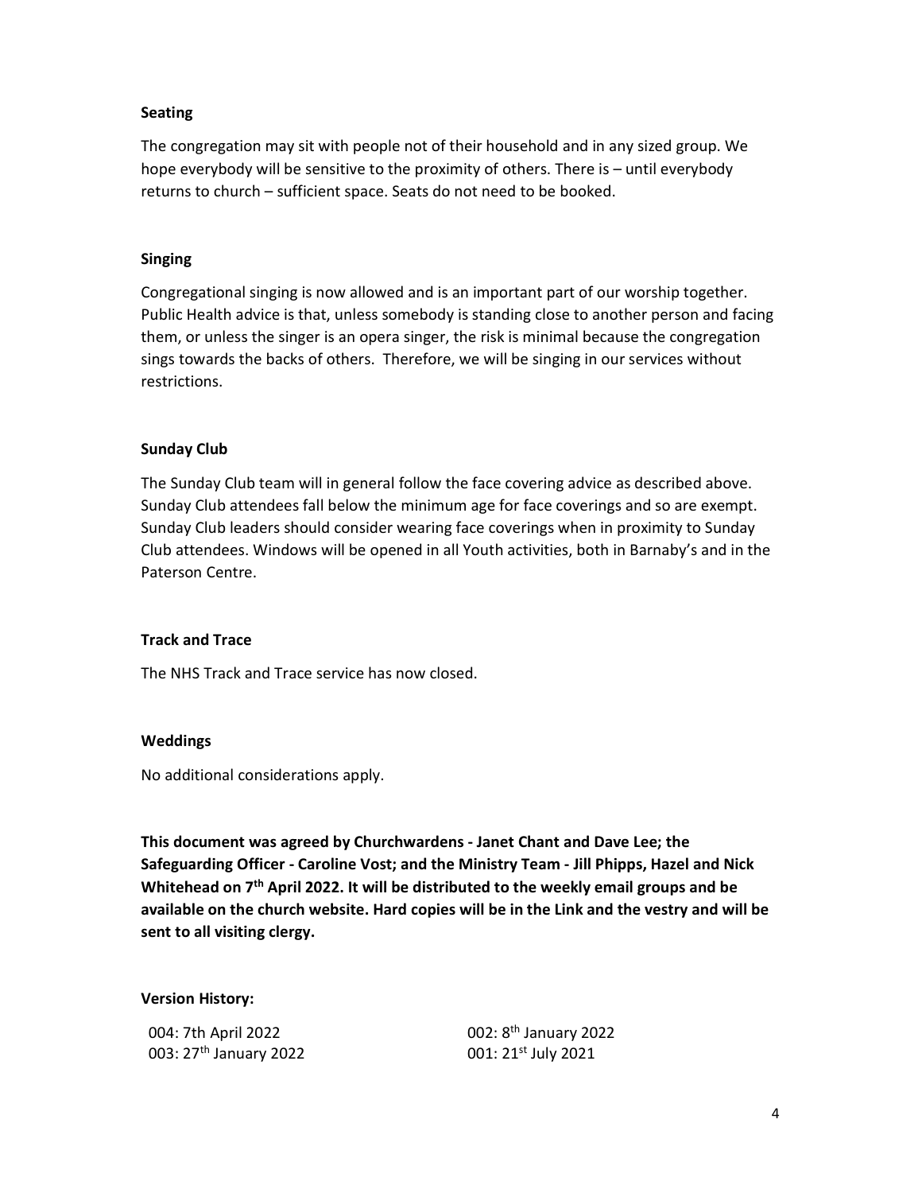**Seating**

The congregation may sit with people not of their household and in any sized group. We hope everybody will be sensitive to the proximity of others. There is – until everybody returns to church – sufficient space. Seats do not need to be booked.

**Singing**

Congregational singing is now allowed and is an important part of our worship together. Public Health advice is that, unless somebody is standing close to another person and facing them, or unless the singer is an opera singer, the risk is minimal because the congregation sings towards the backs of others. Therefore, we will be singing in our services without restrictions.

**Sunday Club**

The Sunday Club team will in general follow the face covering advice as described above. Sunday Club attendees fall below the minimum age for face coverings and so are exempt. Sunday Club leaders should consider wearing face coverings when in proximity to Sunday Club attendees. Windows will be opened in all Youth activities, both in Barnaby's and in the Paterson Centre.

**Track and Trace**

The NHS Track and Trace service has now closed.

**Weddings**

No additional considerations apply.

**This document was agreed by Churchwardens - Janet Chant and Dave Lee; the Safeguarding Officer - Caroline Vost; and the Ministry Team - Jill Phipps, Hazel and Nick Whitehead on 7th April 2022. It will be distributed to the weekly email groups and be available on the church website. Hard copies will be in the Link and the vestry and will be sent to all visiting clergy.**

**Version History:**

004: 7th April 2022
003: 27th January 2022
002: 8th January 2022
001: 21st July 2021